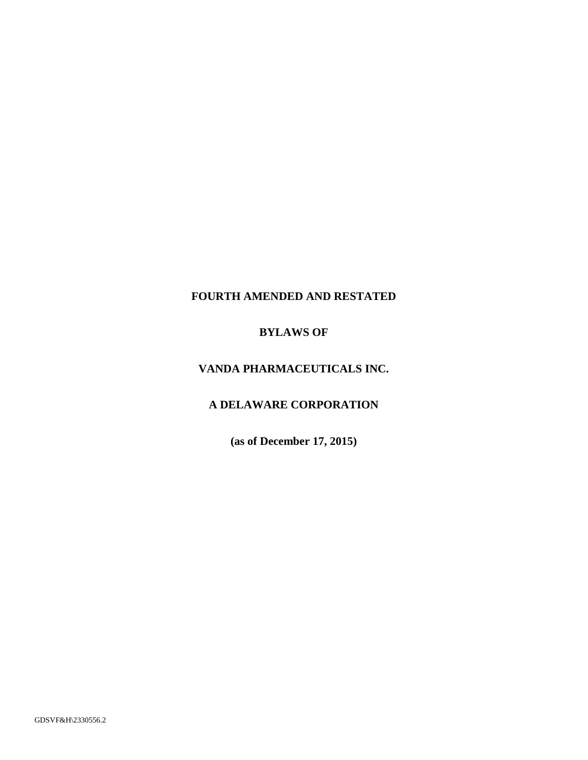# FOURTH AMENDED AND RESTATED

# BYLAWS OF

# VANDA PHARMACEUTICALS INC.

# A DELAWARE CORPORATION

**(as of December 17, 2015)**

GDSVF&H\2330556.2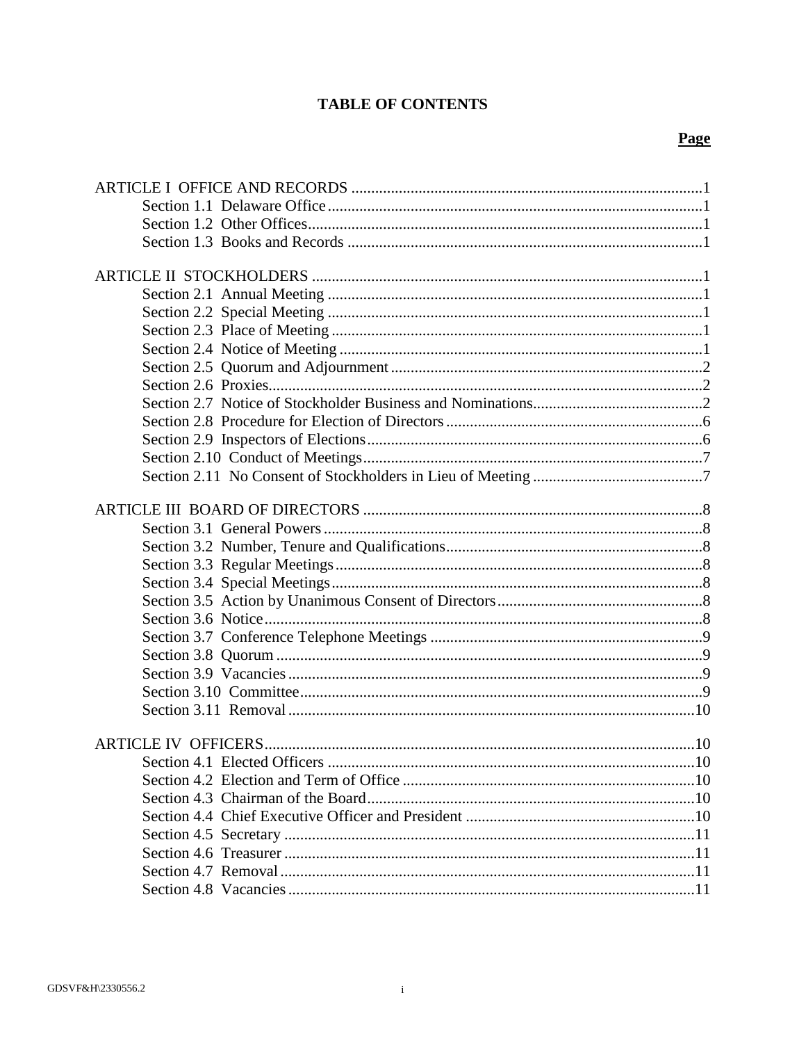# TABLE OF CONTENTS

| | Page |
|---|---|
| ARTICLE I OFFICE AND RECORDS | 1 |
| Section 1.1 Delaware Office | 1 |
| Section 1.2 Other Offices | 1 |
| Section 1.3 Books and Records | 1 |
| ARTICLE II STOCKHOLDERS | 1 |
| Section 2.1 Annual Meeting | 1 |
| Section 2.2 Special Meeting | 1 |
| Section 2.3 Place of Meeting | 1 |
| Section 2.4 Notice of Meeting | 1 |
| Section 2.5 Quorum and Adjournment | 2 |
| Section 2.6 Proxies | 2 |
| Section 2.7 Notice of Stockholder Business and Nominations | 2 |
| Section 2.8 Procedure for Election of Directors | 6 |
| Section 2.9 Inspectors of Elections | 6 |
| Section 2.10 Conduct of Meetings | 7 |
| Section 2.11 No Consent of Stockholders in Lieu of Meeting | 7 |
| ARTICLE III BOARD OF DIRECTORS | 8 |
| Section 3.1 General Powers | 8 |
| Section 3.2 Number, Tenure and Qualifications | 8 |
| Section 3.3 Regular Meetings | 8 |
| Section 3.4 Special Meetings | 8 |
| Section 3.5 Action by Unanimous Consent of Directors | 8 |
| Section 3.6 Notice | 8 |
| Section 3.7 Conference Telephone Meetings | 9 |
| Section 3.8 Quorum | 9 |
| Section 3.9 Vacancies | 9 |
| Section 3.10 Committee | 9 |
| Section 3.11 Removal | 10 |
| ARTICLE IV OFFICERS | 10 |
| Section 4.1 Elected Officers | 10 |
| Section 4.2 Election and Term of Office | 10 |
| Section 4.3 Chairman of the Board | 10 |
| Section 4.4 Chief Executive Officer and President | 10 |
| Section 4.5 Secretary | 11 |
| Section 4.6 Treasurer | 11 |
| Section 4.7 Removal | 11 |
| Section 4.8 Vacancies | 11 |

GDSVF&H\2330556.2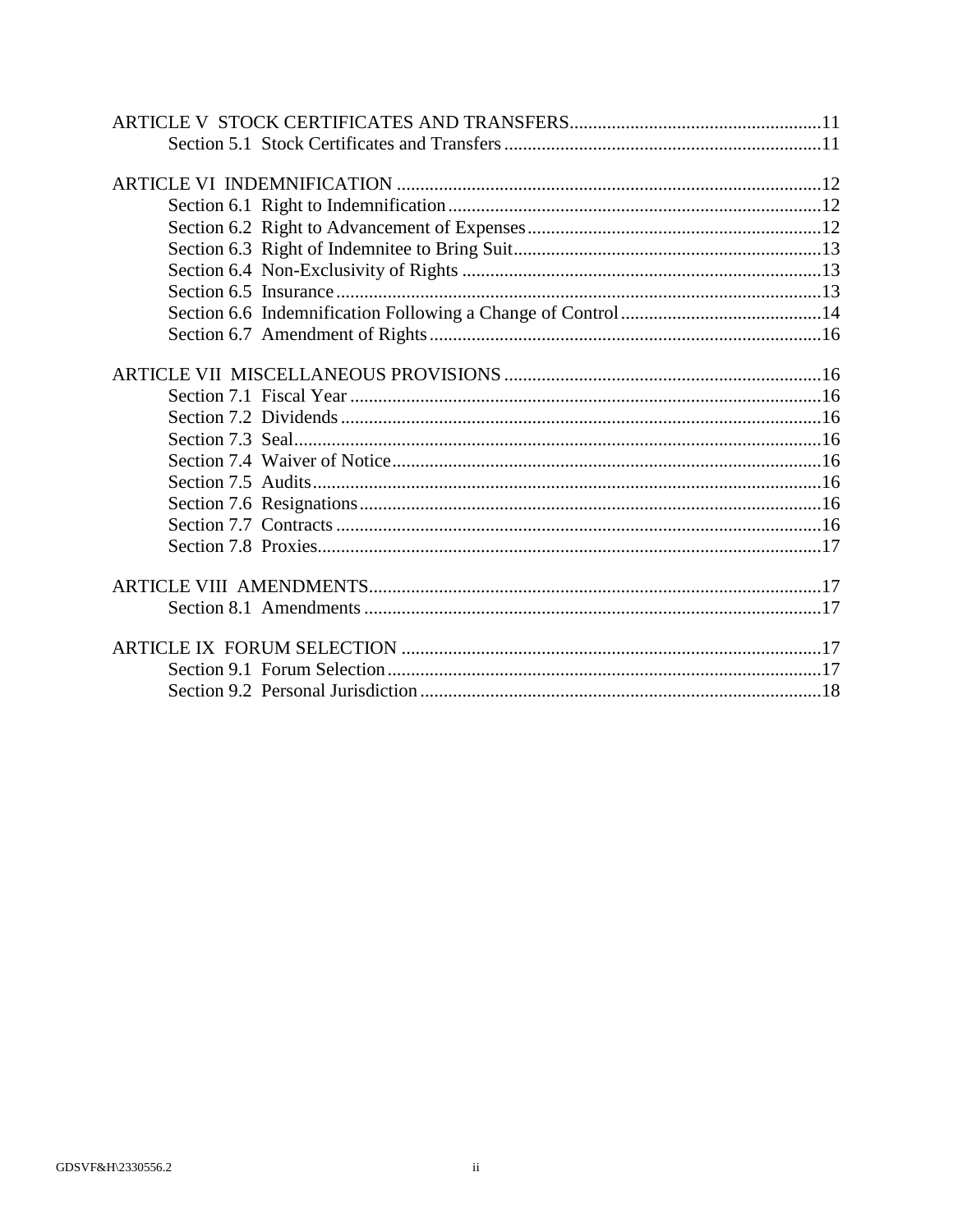ARTICLE V STOCK CERTIFICATES AND TRANSFERS......................................................11
Section 5.1 Stock Certificates and Transfers....................................................................11

ARTICLE VI INDEMNIFICATION ..........................................................................................12
Section 6.1 Right to Indemnification................................................................................12
Section 6.2 Right to Advancement of Expenses...............................................................12
Section 6.3 Right of Indemnitee to Bring Suit..................................................................13
Section 6.4 Non-Exclusivity of Rights .............................................................................13
Section 6.5 Insurance........................................................................................................13
Section 6.6 Indemnification Following a Change of Control...........................................14
Section 6.7 Amendment of Rights....................................................................................16

ARTICLE VII MISCELLANEOUS PROVISIONS ....................................................................16
Section 7.1 Fiscal Year .....................................................................................................16
Section 7.2 Dividends.......................................................................................................16
Section 7.3 Seal.................................................................................................................16
Section 7.4 Waiver of Notice............................................................................................16
Section 7.5 Audits.............................................................................................................16
Section 7.6 Resignations...................................................................................................16
Section 7.7 Contracts ........................................................................................................16
Section 7.8 Proxies............................................................................................................17

ARTICLE VIII AMENDMENTS................................................................................................17
Section 8.1 Amendments ..................................................................................................17

ARTICLE IX FORUM SELECTION ..........................................................................................17
Section 9.1 Forum Selection.............................................................................................17
Section 9.2 Personal Jurisdiction......................................................................................18

GDSVF&H\2330556.2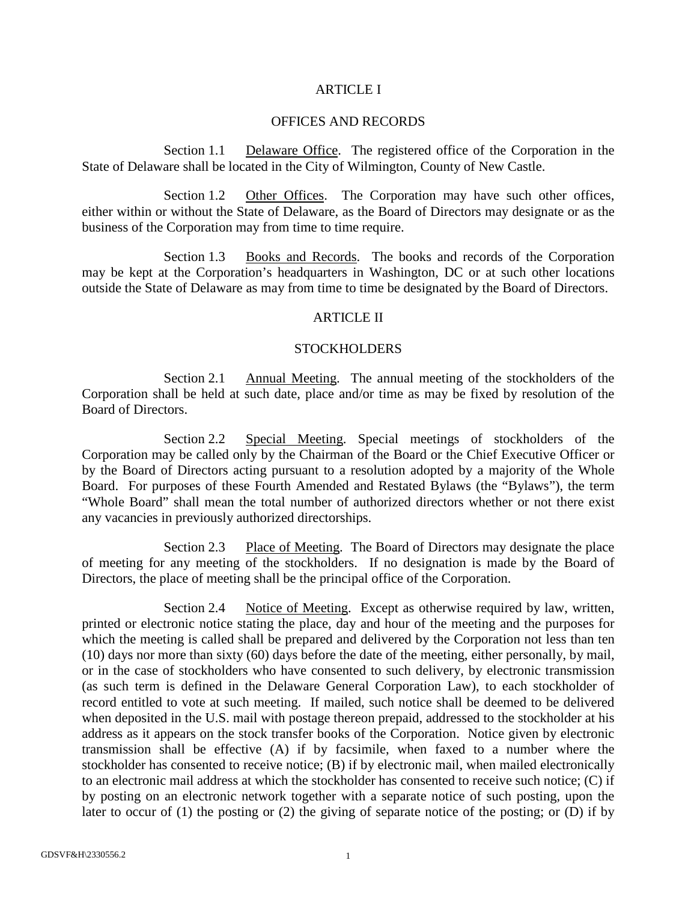# ARTICLE I

## OFFICES AND RECORDS

Section 1.1 Delaware Office. The registered office of the Corporation in the State of Delaware shall be located in the City of Wilmington, County of New Castle.

Section 1.2 Other Offices. The Corporation may have such other offices, either within or without the State of Delaware, as the Board of Directors may designate or as the business of the Corporation may from time to time require.

Section 1.3 Books and Records. The books and records of the Corporation may be kept at the Corporation's headquarters in Washington, DC or at such other locations outside the State of Delaware as may from time to time be designated by the Board of Directors.

# ARTICLE II

## STOCKHOLDERS

Section 2.1 Annual Meeting. The annual meeting of the stockholders of the Corporation shall be held at such date, place and/or time as may be fixed by resolution of the Board of Directors.

Section 2.2 Special Meeting. Special meetings of stockholders of the Corporation may be called only by the Chairman of the Board or the Chief Executive Officer or by the Board of Directors acting pursuant to a resolution adopted by a majority of the Whole Board. For purposes of these Fourth Amended and Restated Bylaws (the "Bylaws"), the term "Whole Board" shall mean the total number of authorized directors whether or not there exist any vacancies in previously authorized directorships.

Section 2.3 Place of Meeting. The Board of Directors may designate the place of meeting for any meeting of the stockholders. If no designation is made by the Board of Directors, the place of meeting shall be the principal office of the Corporation.

Section 2.4 Notice of Meeting. Except as otherwise required by law, written, printed or electronic notice stating the place, day and hour of the meeting and the purposes for which the meeting is called shall be prepared and delivered by the Corporation not less than ten (10) days nor more than sixty (60) days before the date of the meeting, either personally, by mail, or in the case of stockholders who have consented to such delivery, by electronic transmission (as such term is defined in the Delaware General Corporation Law), to each stockholder of record entitled to vote at such meeting. If mailed, such notice shall be deemed to be delivered when deposited in the U.S. mail with postage thereon prepaid, addressed to the stockholder at his address as it appears on the stock transfer books of the Corporation. Notice given by electronic transmission shall be effective (A) if by facsimile, when faxed to a number where the stockholder has consented to receive notice; (B) if by electronic mail, when mailed electronically to an electronic mail address at which the stockholder has consented to receive such notice; (C) if by posting on an electronic network together with a separate notice of such posting, upon the later to occur of (1) the posting or (2) the giving of separate notice of the posting; or (D) if by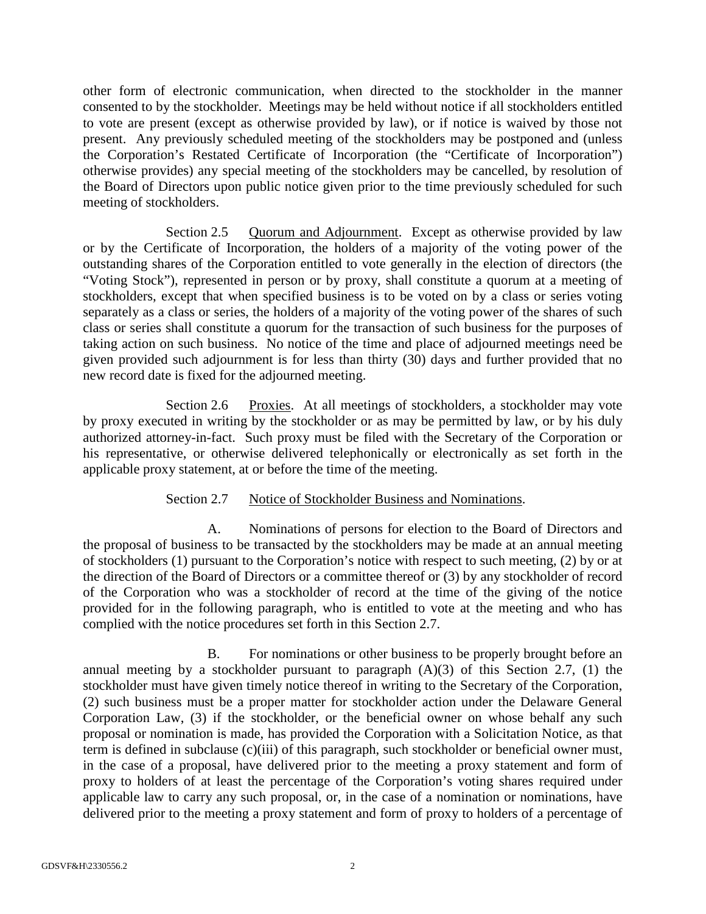other form of electronic communication, when directed to the stockholder in the manner consented to by the stockholder. Meetings may be held without notice if all stockholders entitled to vote are present (except as otherwise provided by law), or if notice is waived by those not present. Any previously scheduled meeting of the stockholders may be postponed and (unless the Corporation's Restated Certificate of Incorporation (the "Certificate of Incorporation") otherwise provides) any special meeting of the stockholders may be cancelled, by resolution of the Board of Directors upon public notice given prior to the time previously scheduled for such meeting of stockholders.

Section 2.5 Quorum and Adjournment. Except as otherwise provided by law or by the Certificate of Incorporation, the holders of a majority of the voting power of the outstanding shares of the Corporation entitled to vote generally in the election of directors (the "Voting Stock"), represented in person or by proxy, shall constitute a quorum at a meeting of stockholders, except that when specified business is to be voted on by a class or series voting separately as a class or series, the holders of a majority of the voting power of the shares of such class or series shall constitute a quorum for the transaction of such business for the purposes of taking action on such business. No notice of the time and place of adjourned meetings need be given provided such adjournment is for less than thirty (30) days and further provided that no new record date is fixed for the adjourned meeting.

Section 2.6 Proxies. At all meetings of stockholders, a stockholder may vote by proxy executed in writing by the stockholder or as may be permitted by law, or by his duly authorized attorney-in-fact. Such proxy must be filed with the Secretary of the Corporation or his representative, or otherwise delivered telephonically or electronically as set forth in the applicable proxy statement, at or before the time of the meeting.

Section 2.7 Notice of Stockholder Business and Nominations.

A. Nominations of persons for election to the Board of Directors and the proposal of business to be transacted by the stockholders may be made at an annual meeting of stockholders (1) pursuant to the Corporation's notice with respect to such meeting, (2) by or at the direction of the Board of Directors or a committee thereof or (3) by any stockholder of record of the Corporation who was a stockholder of record at the time of the giving of the notice provided for in the following paragraph, who is entitled to vote at the meeting and who has complied with the notice procedures set forth in this Section 2.7.

B. For nominations or other business to be properly brought before an annual meeting by a stockholder pursuant to paragraph (A)(3) of this Section 2.7, (1) the stockholder must have given timely notice thereof in writing to the Secretary of the Corporation, (2) such business must be a proper matter for stockholder action under the Delaware General Corporation Law, (3) if the stockholder, or the beneficial owner on whose behalf any such proposal or nomination is made, has provided the Corporation with a Solicitation Notice, as that term is defined in subclause (c)(iii) of this paragraph, such stockholder or beneficial owner must, in the case of a proposal, have delivered prior to the meeting a proxy statement and form of proxy to holders of at least the percentage of the Corporation's voting shares required under applicable law to carry any such proposal, or, in the case of a nomination or nominations, have delivered prior to the meeting a proxy statement and form of proxy to holders of a percentage of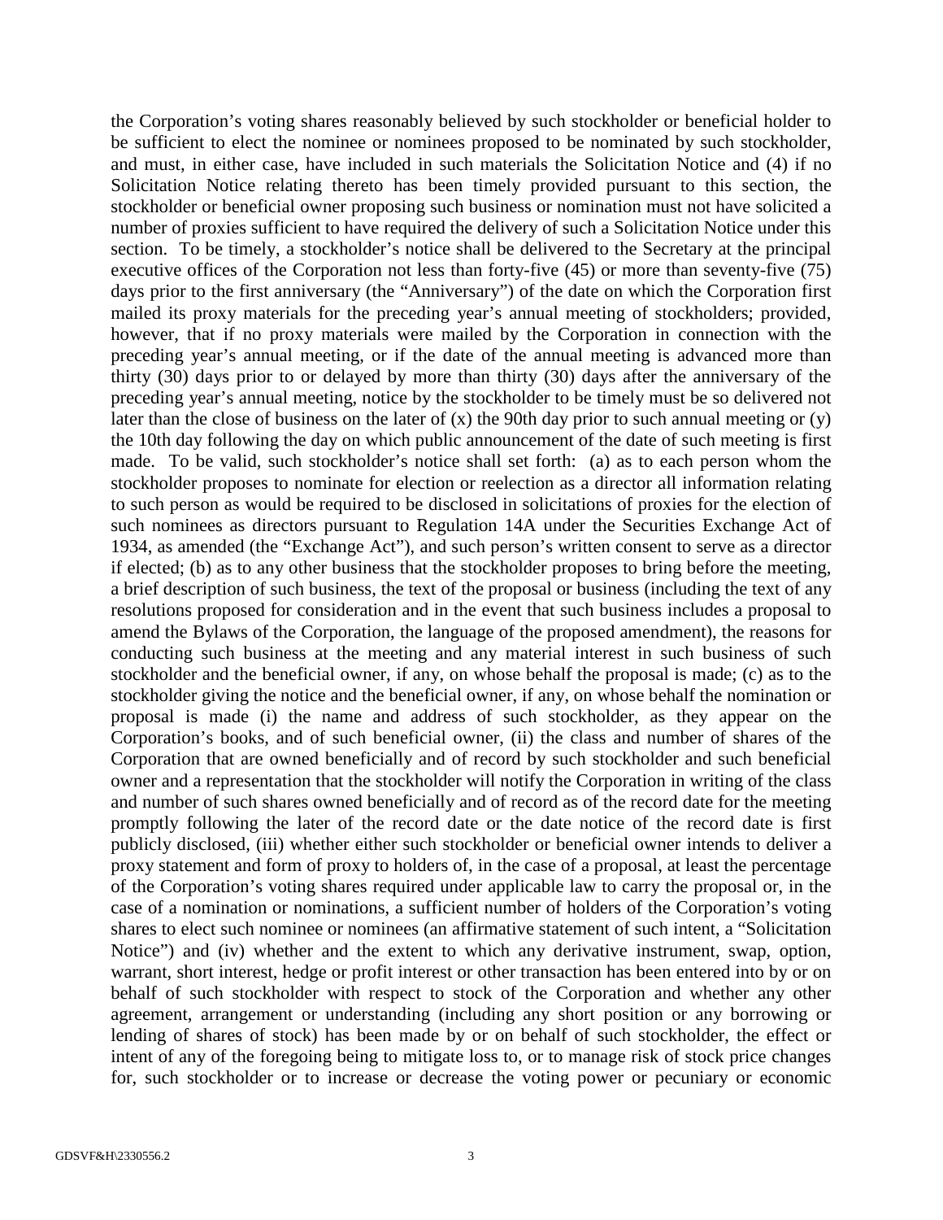the Corporation's voting shares reasonably believed by such stockholder or beneficial holder to be sufficient to elect the nominee or nominees proposed to be nominated by such stockholder, and must, in either case, have included in such materials the Solicitation Notice and (4) if no Solicitation Notice relating thereto has been timely provided pursuant to this section, the stockholder or beneficial owner proposing such business or nomination must not have solicited a number of proxies sufficient to have required the delivery of such a Solicitation Notice under this section. To be timely, a stockholder's notice shall be delivered to the Secretary at the principal executive offices of the Corporation not less than forty-five (45) or more than seventy-five (75) days prior to the first anniversary (the "Anniversary") of the date on which the Corporation first mailed its proxy materials for the preceding year's annual meeting of stockholders; provided, however, that if no proxy materials were mailed by the Corporation in connection with the preceding year's annual meeting, or if the date of the annual meeting is advanced more than thirty (30) days prior to or delayed by more than thirty (30) days after the anniversary of the preceding year's annual meeting, notice by the stockholder to be timely must be so delivered not later than the close of business on the later of (x) the 90th day prior to such annual meeting or (y) the 10th day following the day on which public announcement of the date of such meeting is first made. To be valid, such stockholder's notice shall set forth: (a) as to each person whom the stockholder proposes to nominate for election or reelection as a director all information relating to such person as would be required to be disclosed in solicitations of proxies for the election of such nominees as directors pursuant to Regulation 14A under the Securities Exchange Act of 1934, as amended (the "Exchange Act"), and such person's written consent to serve as a director if elected; (b) as to any other business that the stockholder proposes to bring before the meeting, a brief description of such business, the text of the proposal or business (including the text of any resolutions proposed for consideration and in the event that such business includes a proposal to amend the Bylaws of the Corporation, the language of the proposed amendment), the reasons for conducting such business at the meeting and any material interest in such business of such stockholder and the beneficial owner, if any, on whose behalf the proposal is made; (c) as to the stockholder giving the notice and the beneficial owner, if any, on whose behalf the nomination or proposal is made (i) the name and address of such stockholder, as they appear on the Corporation's books, and of such beneficial owner, (ii) the class and number of shares of the Corporation that are owned beneficially and of record by such stockholder and such beneficial owner and a representation that the stockholder will notify the Corporation in writing of the class and number of such shares owned beneficially and of record as of the record date for the meeting promptly following the later of the record date or the date notice of the record date is first publicly disclosed, (iii) whether either such stockholder or beneficial owner intends to deliver a proxy statement and form of proxy to holders of, in the case of a proposal, at least the percentage of the Corporation's voting shares required under applicable law to carry the proposal or, in the case of a nomination or nominations, a sufficient number of holders of the Corporation's voting shares to elect such nominee or nominees (an affirmative statement of such intent, a "Solicitation Notice") and (iv) whether and the extent to which any derivative instrument, swap, option, warrant, short interest, hedge or profit interest or other transaction has been entered into by or on behalf of such stockholder with respect to stock of the Corporation and whether any other agreement, arrangement or understanding (including any short position or any borrowing or lending of shares of stock) has been made by or on behalf of such stockholder, the effect or intent of any of the foregoing being to mitigate loss to, or to manage risk of stock price changes for, such stockholder or to increase or decrease the voting power or pecuniary or economic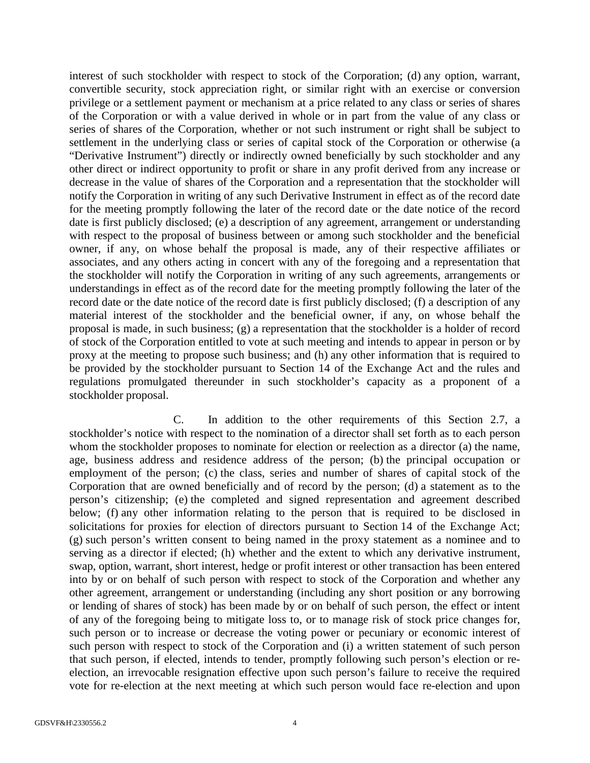interest of such stockholder with respect to stock of the Corporation; (d) any option, warrant, convertible security, stock appreciation right, or similar right with an exercise or conversion privilege or a settlement payment or mechanism at a price related to any class or series of shares of the Corporation or with a value derived in whole or in part from the value of any class or series of shares of the Corporation, whether or not such instrument or right shall be subject to settlement in the underlying class or series of capital stock of the Corporation or otherwise (a "Derivative Instrument") directly or indirectly owned beneficially by such stockholder and any other direct or indirect opportunity to profit or share in any profit derived from any increase or decrease in the value of shares of the Corporation and a representation that the stockholder will notify the Corporation in writing of any such Derivative Instrument in effect as of the record date for the meeting promptly following the later of the record date or the date notice of the record date is first publicly disclosed; (e) a description of any agreement, arrangement or understanding with respect to the proposal of business between or among such stockholder and the beneficial owner, if any, on whose behalf the proposal is made, any of their respective affiliates or associates, and any others acting in concert with any of the foregoing and a representation that the stockholder will notify the Corporation in writing of any such agreements, arrangements or understandings in effect as of the record date for the meeting promptly following the later of the record date or the date notice of the record date is first publicly disclosed; (f) a description of any material interest of the stockholder and the beneficial owner, if any, on whose behalf the proposal is made, in such business; (g) a representation that the stockholder is a holder of record of stock of the Corporation entitled to vote at such meeting and intends to appear in person or by proxy at the meeting to propose such business; and (h) any other information that is required to be provided by the stockholder pursuant to Section 14 of the Exchange Act and the rules and regulations promulgated thereunder in such stockholder's capacity as a proponent of a stockholder proposal.

C. In addition to the other requirements of this Section 2.7, a stockholder's notice with respect to the nomination of a director shall set forth as to each person whom the stockholder proposes to nominate for election or reelection as a director (a) the name, age, business address and residence address of the person; (b) the principal occupation or employment of the person; (c) the class, series and number of shares of capital stock of the Corporation that are owned beneficially and of record by the person; (d) a statement as to the person's citizenship; (e) the completed and signed representation and agreement described below; (f) any other information relating to the person that is required to be disclosed in solicitations for proxies for election of directors pursuant to Section 14 of the Exchange Act; (g) such person's written consent to being named in the proxy statement as a nominee and to serving as a director if elected; (h) whether and the extent to which any derivative instrument, swap, option, warrant, short interest, hedge or profit interest or other transaction has been entered into by or on behalf of such person with respect to stock of the Corporation and whether any other agreement, arrangement or understanding (including any short position or any borrowing or lending of shares of stock) has been made by or on behalf of such person, the effect or intent of any of the foregoing being to mitigate loss to, or to manage risk of stock price changes for, such person or to increase or decrease the voting power or pecuniary or economic interest of such person with respect to stock of the Corporation and (i) a written statement of such person that such person, if elected, intends to tender, promptly following such person's election or re-election, an irrevocable resignation effective upon such person's failure to receive the required vote for re-election at the next meeting at which such person would face re-election and upon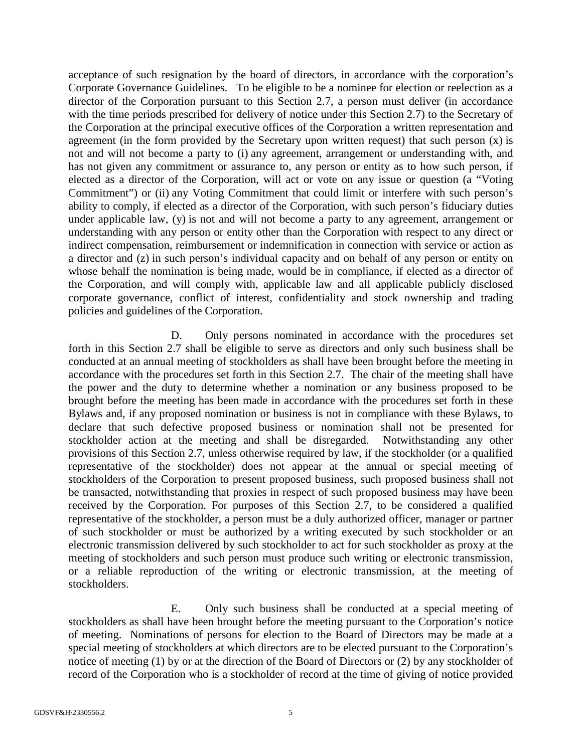acceptance of such resignation by the board of directors, in accordance with the corporation's Corporate Governance Guidelines. To be eligible to be a nominee for election or reelection as a director of the Corporation pursuant to this Section 2.7, a person must deliver (in accordance with the time periods prescribed for delivery of notice under this Section 2.7) to the Secretary of the Corporation at the principal executive offices of the Corporation a written representation and agreement (in the form provided by the Secretary upon written request) that such person (x) is not and will not become a party to (i) any agreement, arrangement or understanding with, and has not given any commitment or assurance to, any person or entity as to how such person, if elected as a director of the Corporation, will act or vote on any issue or question (a "Voting Commitment") or (ii) any Voting Commitment that could limit or interfere with such person's ability to comply, if elected as a director of the Corporation, with such person's fiduciary duties under applicable law, (y) is not and will not become a party to any agreement, arrangement or understanding with any person or entity other than the Corporation with respect to any direct or indirect compensation, reimbursement or indemnification in connection with service or action as a director and (z) in such person's individual capacity and on behalf of any person or entity on whose behalf the nomination is being made, would be in compliance, if elected as a director of the Corporation, and will comply with, applicable law and all applicable publicly disclosed corporate governance, conflict of interest, confidentiality and stock ownership and trading policies and guidelines of the Corporation.

D. Only persons nominated in accordance with the procedures set forth in this Section 2.7 shall be eligible to serve as directors and only such business shall be conducted at an annual meeting of stockholders as shall have been brought before the meeting in accordance with the procedures set forth in this Section 2.7. The chair of the meeting shall have the power and the duty to determine whether a nomination or any business proposed to be brought before the meeting has been made in accordance with the procedures set forth in these Bylaws and, if any proposed nomination or business is not in compliance with these Bylaws, to declare that such defective proposed business or nomination shall not be presented for stockholder action at the meeting and shall be disregarded. Notwithstanding any other provisions of this Section 2.7, unless otherwise required by law, if the stockholder (or a qualified representative of the stockholder) does not appear at the annual or special meeting of stockholders of the Corporation to present proposed business, such proposed business shall not be transacted, notwithstanding that proxies in respect of such proposed business may have been received by the Corporation. For purposes of this Section 2.7, to be considered a qualified representative of the stockholder, a person must be a duly authorized officer, manager or partner of such stockholder or must be authorized by a writing executed by such stockholder or an electronic transmission delivered by such stockholder to act for such stockholder as proxy at the meeting of stockholders and such person must produce such writing or electronic transmission, or a reliable reproduction of the writing or electronic transmission, at the meeting of stockholders.

E. Only such business shall be conducted at a special meeting of stockholders as shall have been brought before the meeting pursuant to the Corporation's notice of meeting. Nominations of persons for election to the Board of Directors may be made at a special meeting of stockholders at which directors are to be elected pursuant to the Corporation's notice of meeting (1) by or at the direction of the Board of Directors or (2) by any stockholder of record of the Corporation who is a stockholder of record at the time of giving of notice provided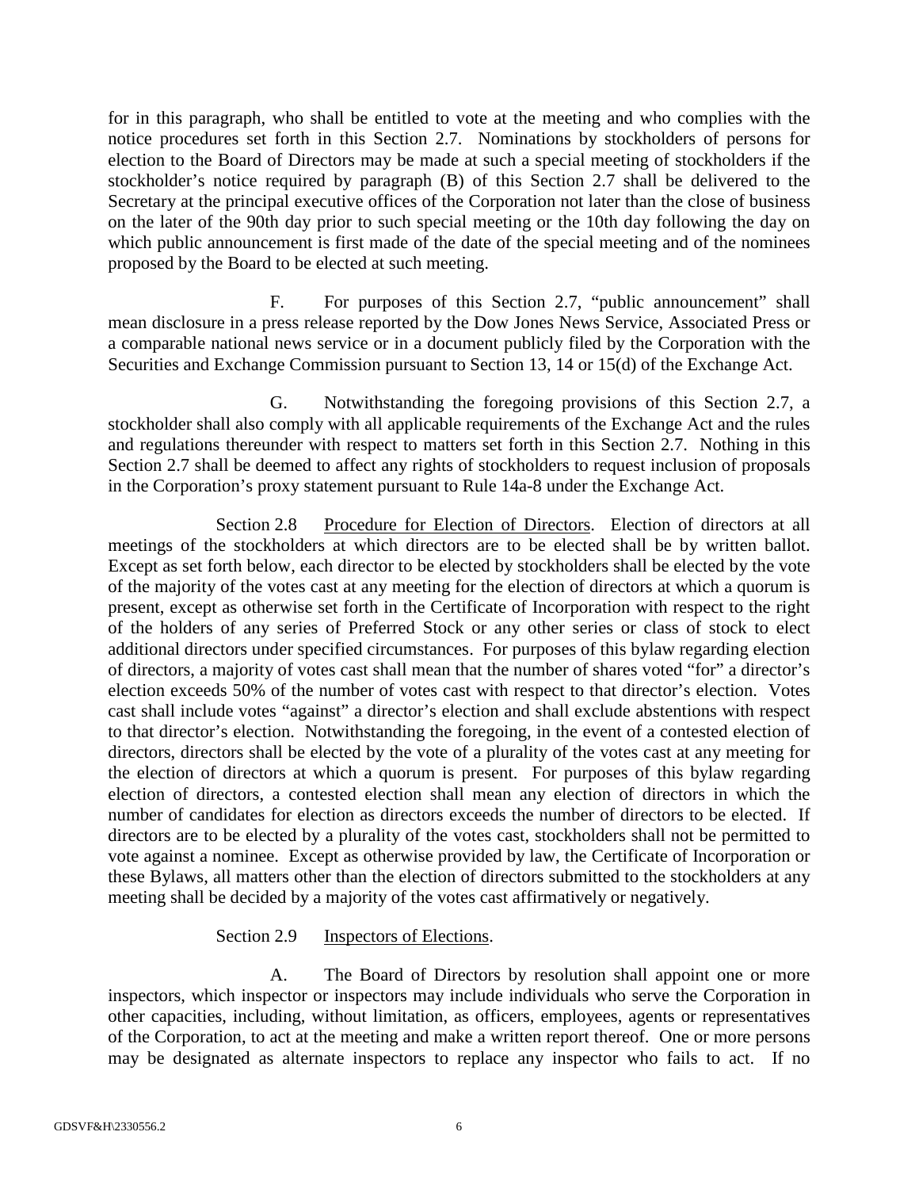for in this paragraph, who shall be entitled to vote at the meeting and who complies with the notice procedures set forth in this Section 2.7. Nominations by stockholders of persons for election to the Board of Directors may be made at such a special meeting of stockholders if the stockholder's notice required by paragraph (B) of this Section 2.7 shall be delivered to the Secretary at the principal executive offices of the Corporation not later than the close of business on the later of the 90th day prior to such special meeting or the 10th day following the day on which public announcement is first made of the date of the special meeting and of the nominees proposed by the Board to be elected at such meeting.

F. For purposes of this Section 2.7, "public announcement" shall mean disclosure in a press release reported by the Dow Jones News Service, Associated Press or a comparable national news service or in a document publicly filed by the Corporation with the Securities and Exchange Commission pursuant to Section 13, 14 or 15(d) of the Exchange Act.

G. Notwithstanding the foregoing provisions of this Section 2.7, a stockholder shall also comply with all applicable requirements of the Exchange Act and the rules and regulations thereunder with respect to matters set forth in this Section 2.7. Nothing in this Section 2.7 shall be deemed to affect any rights of stockholders to request inclusion of proposals in the Corporation's proxy statement pursuant to Rule 14a-8 under the Exchange Act.

Section 2.8 Procedure for Election of Directors. Election of directors at all meetings of the stockholders at which directors are to be elected shall be by written ballot. Except as set forth below, each director to be elected by stockholders shall be elected by the vote of the majority of the votes cast at any meeting for the election of directors at which a quorum is present, except as otherwise set forth in the Certificate of Incorporation with respect to the right of the holders of any series of Preferred Stock or any other series or class of stock to elect additional directors under specified circumstances. For purposes of this bylaw regarding election of directors, a majority of votes cast shall mean that the number of shares voted "for" a director's election exceeds 50% of the number of votes cast with respect to that director's election. Votes cast shall include votes "against" a director's election and shall exclude abstentions with respect to that director's election. Notwithstanding the foregoing, in the event of a contested election of directors, directors shall be elected by the vote of a plurality of the votes cast at any meeting for the election of directors at which a quorum is present. For purposes of this bylaw regarding election of directors, a contested election shall mean any election of directors in which the number of candidates for election as directors exceeds the number of directors to be elected. If directors are to be elected by a plurality of the votes cast, stockholders shall not be permitted to vote against a nominee. Except as otherwise provided by law, the Certificate of Incorporation or these Bylaws, all matters other than the election of directors submitted to the stockholders at any meeting shall be decided by a majority of the votes cast affirmatively or negatively.

Section 2.9 Inspectors of Elections.

A. The Board of Directors by resolution shall appoint one or more inspectors, which inspector or inspectors may include individuals who serve the Corporation in other capacities, including, without limitation, as officers, employees, agents or representatives of the Corporation, to act at the meeting and make a written report thereof. One or more persons may be designated as alternate inspectors to replace any inspector who fails to act. If no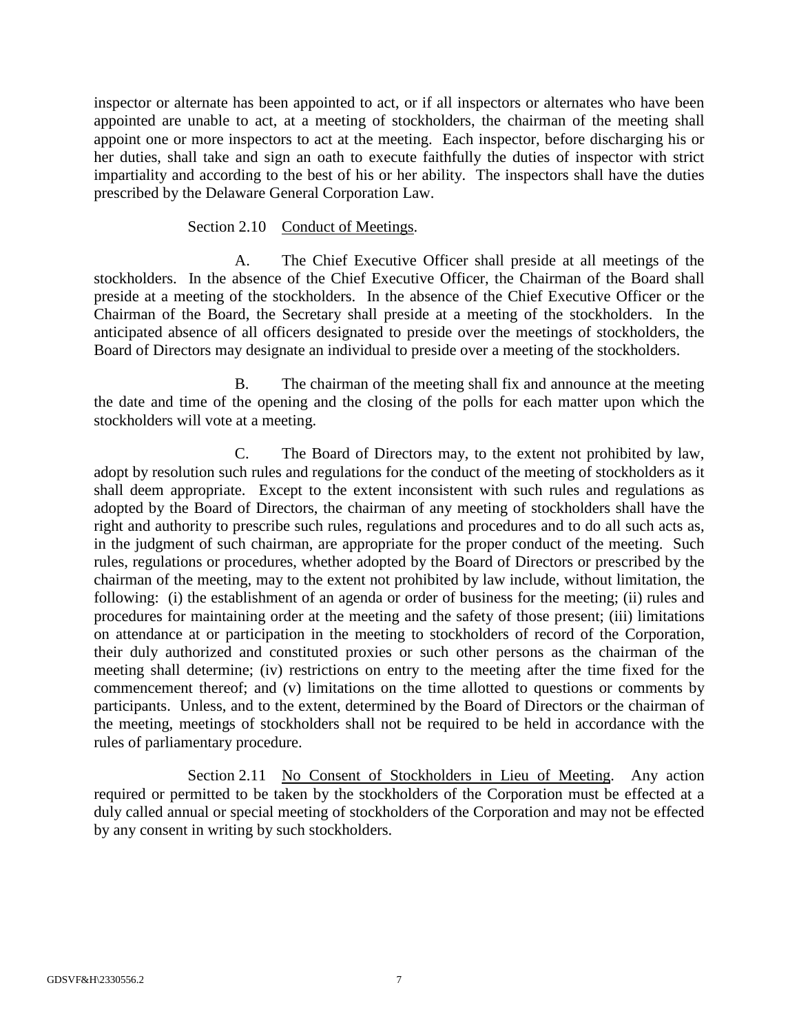inspector or alternate has been appointed to act, or if all inspectors or alternates who have been appointed are unable to act, at a meeting of stockholders, the chairman of the meeting shall appoint one or more inspectors to act at the meeting. Each inspector, before discharging his or her duties, shall take and sign an oath to execute faithfully the duties of inspector with strict impartiality and according to the best of his or her ability. The inspectors shall have the duties prescribed by the Delaware General Corporation Law.

Section 2.10 Conduct of Meetings.

A. The Chief Executive Officer shall preside at all meetings of the stockholders. In the absence of the Chief Executive Officer, the Chairman of the Board shall preside at a meeting of the stockholders. In the absence of the Chief Executive Officer or the Chairman of the Board, the Secretary shall preside at a meeting of the stockholders. In the anticipated absence of all officers designated to preside over the meetings of stockholders, the Board of Directors may designate an individual to preside over a meeting of the stockholders.

B. The chairman of the meeting shall fix and announce at the meeting the date and time of the opening and the closing of the polls for each matter upon which the stockholders will vote at a meeting.

C. The Board of Directors may, to the extent not prohibited by law, adopt by resolution such rules and regulations for the conduct of the meeting of stockholders as it shall deem appropriate. Except to the extent inconsistent with such rules and regulations as adopted by the Board of Directors, the chairman of any meeting of stockholders shall have the right and authority to prescribe such rules, regulations and procedures and to do all such acts as, in the judgment of such chairman, are appropriate for the proper conduct of the meeting. Such rules, regulations or procedures, whether adopted by the Board of Directors or prescribed by the chairman of the meeting, may to the extent not prohibited by law include, without limitation, the following: (i) the establishment of an agenda or order of business for the meeting; (ii) rules and procedures for maintaining order at the meeting and the safety of those present; (iii) limitations on attendance at or participation in the meeting to stockholders of record of the Corporation, their duly authorized and constituted proxies or such other persons as the chairman of the meeting shall determine; (iv) restrictions on entry to the meeting after the time fixed for the commencement thereof; and (v) limitations on the time allotted to questions or comments by participants. Unless, and to the extent, determined by the Board of Directors or the chairman of the meeting, meetings of stockholders shall not be required to be held in accordance with the rules of parliamentary procedure.

Section 2.11 No Consent of Stockholders in Lieu of Meeting. Any action required or permitted to be taken by the stockholders of the Corporation must be effected at a duly called annual or special meeting of stockholders of the Corporation and may not be effected by any consent in writing by such stockholders.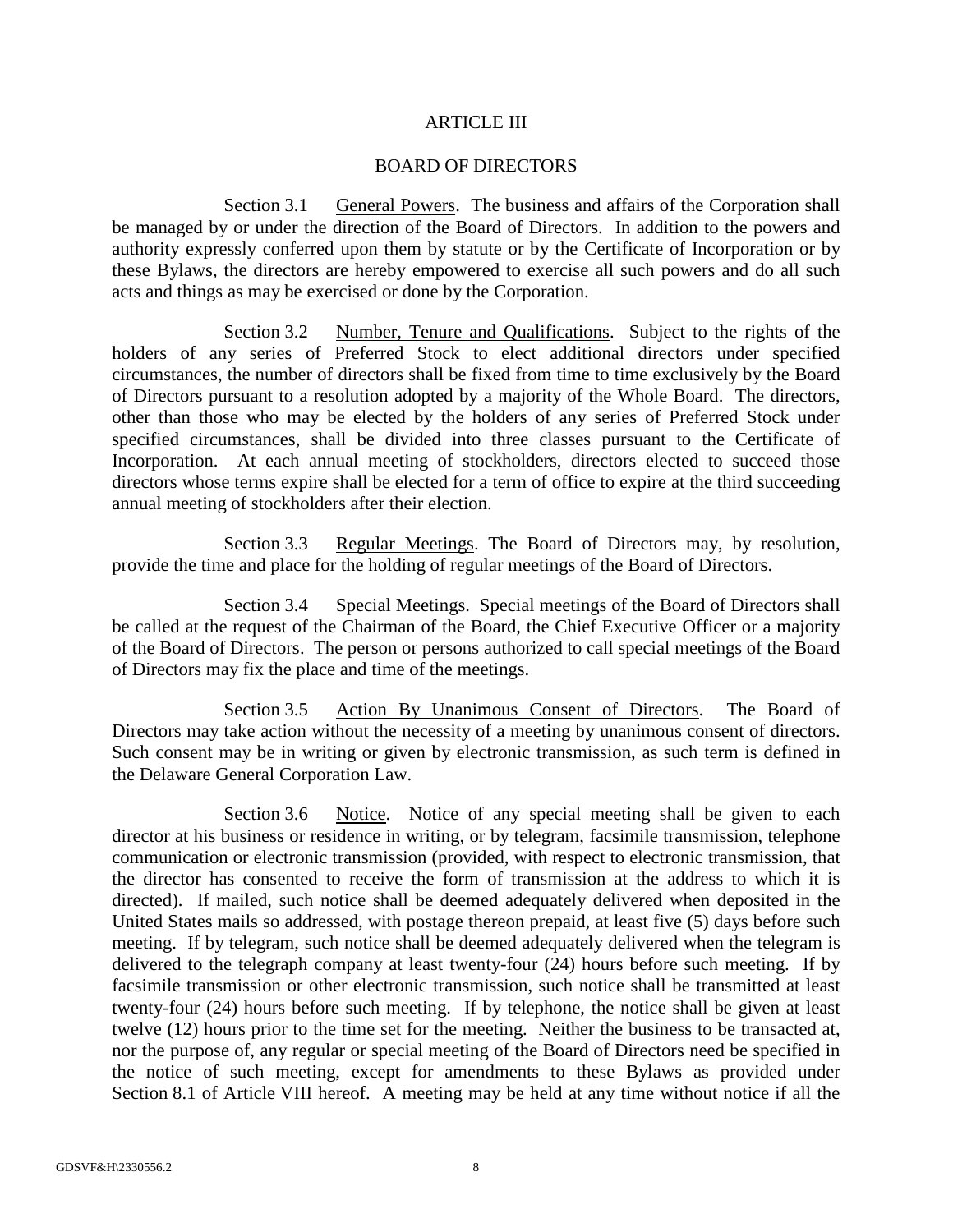# ARTICLE III

## BOARD OF DIRECTORS

Section 3.1 General Powers. The business and affairs of the Corporation shall be managed by or under the direction of the Board of Directors. In addition to the powers and authority expressly conferred upon them by statute or by the Certificate of Incorporation or by these Bylaws, the directors are hereby empowered to exercise all such powers and do all such acts and things as may be exercised or done by the Corporation.

Section 3.2 Number, Tenure and Qualifications. Subject to the rights of the holders of any series of Preferred Stock to elect additional directors under specified circumstances, the number of directors shall be fixed from time to time exclusively by the Board of Directors pursuant to a resolution adopted by a majority of the Whole Board. The directors, other than those who may be elected by the holders of any series of Preferred Stock under specified circumstances, shall be divided into three classes pursuant to the Certificate of Incorporation. At each annual meeting of stockholders, directors elected to succeed those directors whose terms expire shall be elected for a term of office to expire at the third succeeding annual meeting of stockholders after their election.

Section 3.3 Regular Meetings. The Board of Directors may, by resolution, provide the time and place for the holding of regular meetings of the Board of Directors.

Section 3.4 Special Meetings. Special meetings of the Board of Directors shall be called at the request of the Chairman of the Board, the Chief Executive Officer or a majority of the Board of Directors. The person or persons authorized to call special meetings of the Board of Directors may fix the place and time of the meetings.

Section 3.5 Action By Unanimous Consent of Directors. The Board of Directors may take action without the necessity of a meeting by unanimous consent of directors. Such consent may be in writing or given by electronic transmission, as such term is defined in the Delaware General Corporation Law.

Section 3.6 Notice. Notice of any special meeting shall be given to each director at his business or residence in writing, or by telegram, facsimile transmission, telephone communication or electronic transmission (provided, with respect to electronic transmission, that the director has consented to receive the form of transmission at the address to which it is directed). If mailed, such notice shall be deemed adequately delivered when deposited in the United States mails so addressed, with postage thereon prepaid, at least five (5) days before such meeting. If by telegram, such notice shall be deemed adequately delivered when the telegram is delivered to the telegraph company at least twenty-four (24) hours before such meeting. If by facsimile transmission or other electronic transmission, such notice shall be transmitted at least twenty-four (24) hours before such meeting. If by telephone, the notice shall be given at least twelve (12) hours prior to the time set for the meeting. Neither the business to be transacted at, nor the purpose of, any regular or special meeting of the Board of Directors need be specified in the notice of such meeting, except for amendments to these Bylaws as provided under Section 8.1 of Article VIII hereof. A meeting may be held at any time without notice if all the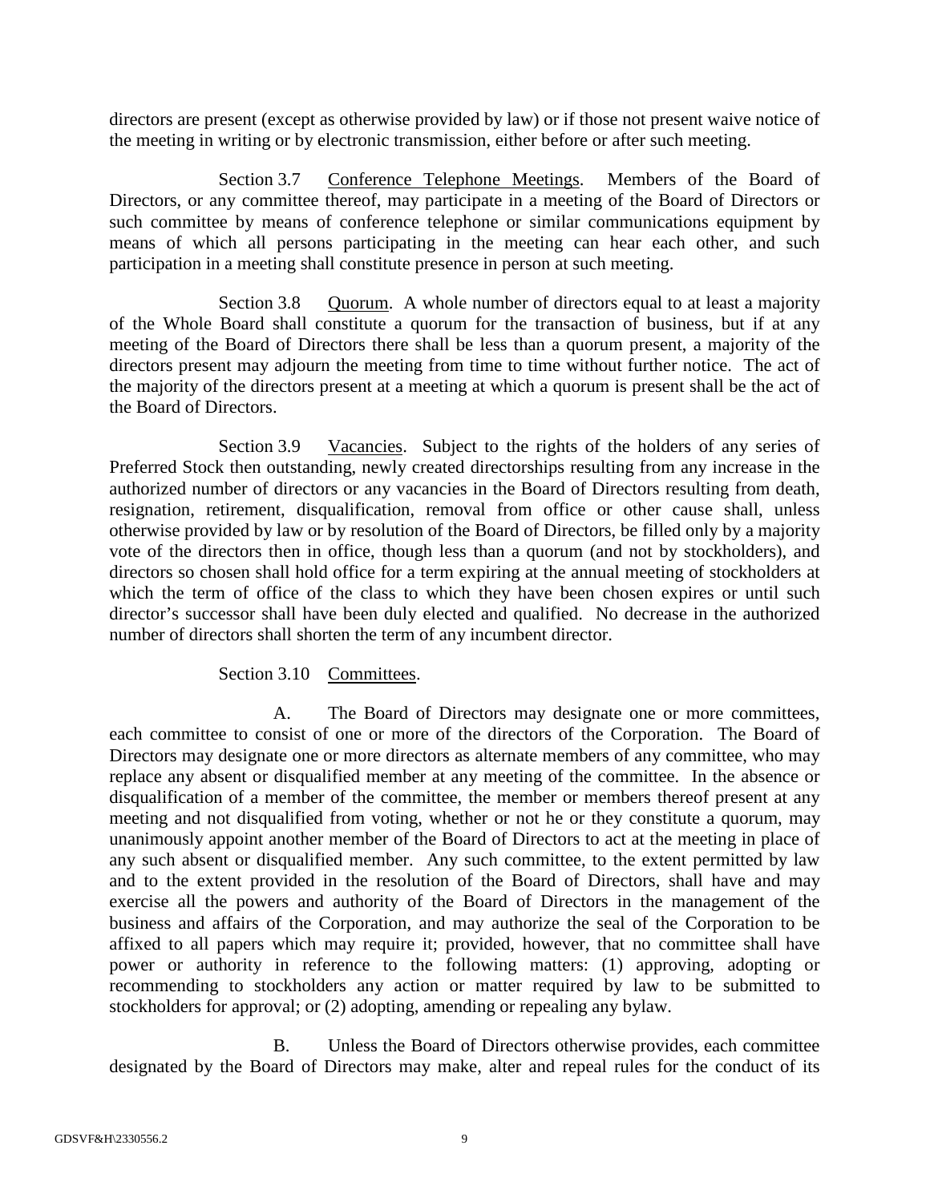directors are present (except as otherwise provided by law) or if those not present waive notice of the meeting in writing or by electronic transmission, either before or after such meeting.

Section 3.7 Conference Telephone Meetings. Members of the Board of Directors, or any committee thereof, may participate in a meeting of the Board of Directors or such committee by means of conference telephone or similar communications equipment by means of which all persons participating in the meeting can hear each other, and such participation in a meeting shall constitute presence in person at such meeting.

Section 3.8 Quorum. A whole number of directors equal to at least a majority of the Whole Board shall constitute a quorum for the transaction of business, but if at any meeting of the Board of Directors there shall be less than a quorum present, a majority of the directors present may adjourn the meeting from time to time without further notice. The act of the majority of the directors present at a meeting at which a quorum is present shall be the act of the Board of Directors.

Section 3.9 Vacancies. Subject to the rights of the holders of any series of Preferred Stock then outstanding, newly created directorships resulting from any increase in the authorized number of directors or any vacancies in the Board of Directors resulting from death, resignation, retirement, disqualification, removal from office or other cause shall, unless otherwise provided by law or by resolution of the Board of Directors, be filled only by a majority vote of the directors then in office, though less than a quorum (and not by stockholders), and directors so chosen shall hold office for a term expiring at the annual meeting of stockholders at which the term of office of the class to which they have been chosen expires or until such director's successor shall have been duly elected and qualified. No decrease in the authorized number of directors shall shorten the term of any incumbent director.

Section 3.10 Committees.

A. The Board of Directors may designate one or more committees, each committee to consist of one or more of the directors of the Corporation. The Board of Directors may designate one or more directors as alternate members of any committee, who may replace any absent or disqualified member at any meeting of the committee. In the absence or disqualification of a member of the committee, the member or members thereof present at any meeting and not disqualified from voting, whether or not he or they constitute a quorum, may unanimously appoint another member of the Board of Directors to act at the meeting in place of any such absent or disqualified member. Any such committee, to the extent permitted by law and to the extent provided in the resolution of the Board of Directors, shall have and may exercise all the powers and authority of the Board of Directors in the management of the business and affairs of the Corporation, and may authorize the seal of the Corporation to be affixed to all papers which may require it; provided, however, that no committee shall have power or authority in reference to the following matters: (1) approving, adopting or recommending to stockholders any action or matter required by law to be submitted to stockholders for approval; or (2) adopting, amending or repealing any bylaw.

B. Unless the Board of Directors otherwise provides, each committee designated by the Board of Directors may make, alter and repeal rules for the conduct of its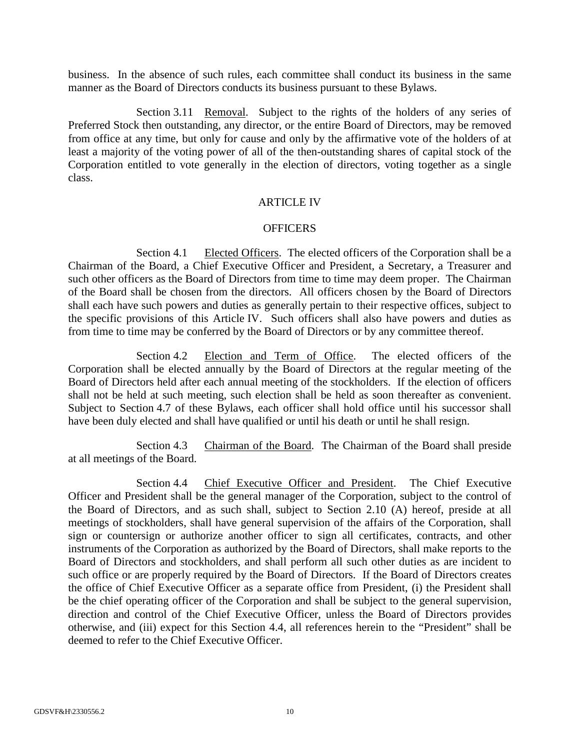business. In the absence of such rules, each committee shall conduct its business in the same manner as the Board of Directors conducts its business pursuant to these Bylaws.

Section 3.11 Removal. Subject to the rights of the holders of any series of Preferred Stock then outstanding, any director, or the entire Board of Directors, may be removed from office at any time, but only for cause and only by the affirmative vote of the holders of at least a majority of the voting power of all of the then-outstanding shares of capital stock of the Corporation entitled to vote generally in the election of directors, voting together as a single class.

## ARTICLE IV

## OFFICERS

Section 4.1 Elected Officers. The elected officers of the Corporation shall be a Chairman of the Board, a Chief Executive Officer and President, a Secretary, a Treasurer and such other officers as the Board of Directors from time to time may deem proper. The Chairman of the Board shall be chosen from the directors. All officers chosen by the Board of Directors shall each have such powers and duties as generally pertain to their respective offices, subject to the specific provisions of this Article IV. Such officers shall also have powers and duties as from time to time may be conferred by the Board of Directors or by any committee thereof.

Section 4.2 Election and Term of Office. The elected officers of the Corporation shall be elected annually by the Board of Directors at the regular meeting of the Board of Directors held after each annual meeting of the stockholders. If the election of officers shall not be held at such meeting, such election shall be held as soon thereafter as convenient. Subject to Section 4.7 of these Bylaws, each officer shall hold office until his successor shall have been duly elected and shall have qualified or until his death or until he shall resign.

Section 4.3 Chairman of the Board. The Chairman of the Board shall preside at all meetings of the Board.

Section 4.4 Chief Executive Officer and President. The Chief Executive Officer and President shall be the general manager of the Corporation, subject to the control of the Board of Directors, and as such shall, subject to Section 2.10 (A) hereof, preside at all meetings of stockholders, shall have general supervision of the affairs of the Corporation, shall sign or countersign or authorize another officer to sign all certificates, contracts, and other instruments of the Corporation as authorized by the Board of Directors, shall make reports to the Board of Directors and stockholders, and shall perform all such other duties as are incident to such office or are properly required by the Board of Directors. If the Board of Directors creates the office of Chief Executive Officer as a separate office from President, (i) the President shall be the chief operating officer of the Corporation and shall be subject to the general supervision, direction and control of the Chief Executive Officer, unless the Board of Directors provides otherwise, and (iii) expect for this Section 4.4, all references herein to the "President" shall be deemed to refer to the Chief Executive Officer.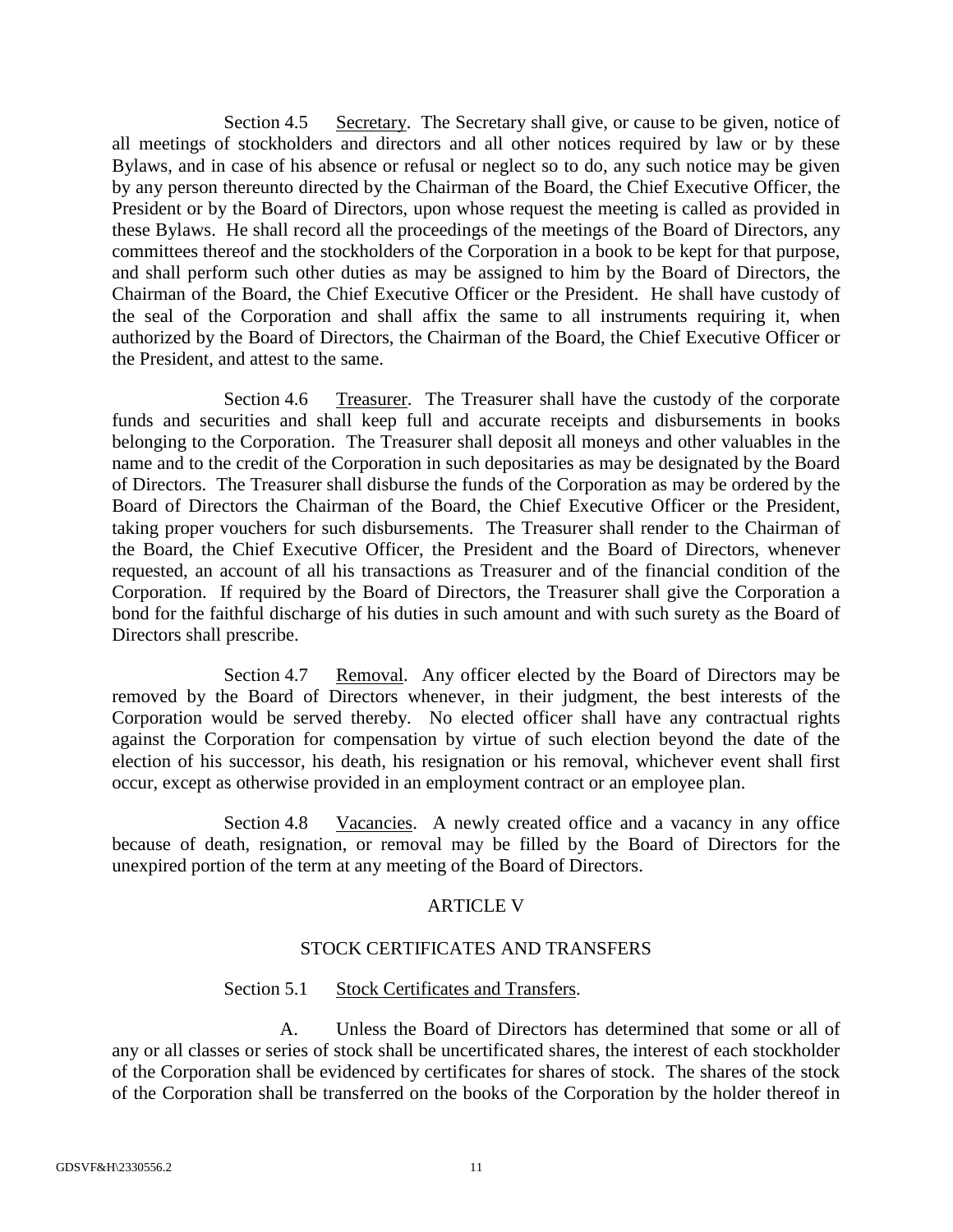Section 4.5 Secretary. The Secretary shall give, or cause to be given, notice of all meetings of stockholders and directors and all other notices required by law or by these Bylaws, and in case of his absence or refusal or neglect so to do, any such notice may be given by any person thereunto directed by the Chairman of the Board, the Chief Executive Officer, the President or by the Board of Directors, upon whose request the meeting is called as provided in these Bylaws. He shall record all the proceedings of the meetings of the Board of Directors, any committees thereof and the stockholders of the Corporation in a book to be kept for that purpose, and shall perform such other duties as may be assigned to him by the Board of Directors, the Chairman of the Board, the Chief Executive Officer or the President. He shall have custody of the seal of the Corporation and shall affix the same to all instruments requiring it, when authorized by the Board of Directors, the Chairman of the Board, the Chief Executive Officer or the President, and attest to the same.

Section 4.6 Treasurer. The Treasurer shall have the custody of the corporate funds and securities and shall keep full and accurate receipts and disbursements in books belonging to the Corporation. The Treasurer shall deposit all moneys and other valuables in the name and to the credit of the Corporation in such depositaries as may be designated by the Board of Directors. The Treasurer shall disburse the funds of the Corporation as may be ordered by the Board of Directors the Chairman of the Board, the Chief Executive Officer or the President, taking proper vouchers for such disbursements. The Treasurer shall render to the Chairman of the Board, the Chief Executive Officer, the President and the Board of Directors, whenever requested, an account of all his transactions as Treasurer and of the financial condition of the Corporation. If required by the Board of Directors, the Treasurer shall give the Corporation a bond for the faithful discharge of his duties in such amount and with such surety as the Board of Directors shall prescribe.

Section 4.7 Removal. Any officer elected by the Board of Directors may be removed by the Board of Directors whenever, in their judgment, the best interests of the Corporation would be served thereby. No elected officer shall have any contractual rights against the Corporation for compensation by virtue of such election beyond the date of the election of his successor, his death, his resignation or his removal, whichever event shall first occur, except as otherwise provided in an employment contract or an employee plan.

Section 4.8 Vacancies. A newly created office and a vacancy in any office because of death, resignation, or removal may be filled by the Board of Directors for the unexpired portion of the term at any meeting of the Board of Directors.

## ARTICLE V

## STOCK CERTIFICATES AND TRANSFERS

Section 5.1 Stock Certificates and Transfers.

A. Unless the Board of Directors has determined that some or all of any or all classes or series of stock shall be uncertificated shares, the interest of each stockholder of the Corporation shall be evidenced by certificates for shares of stock. The shares of the stock of the Corporation shall be transferred on the books of the Corporation by the holder thereof in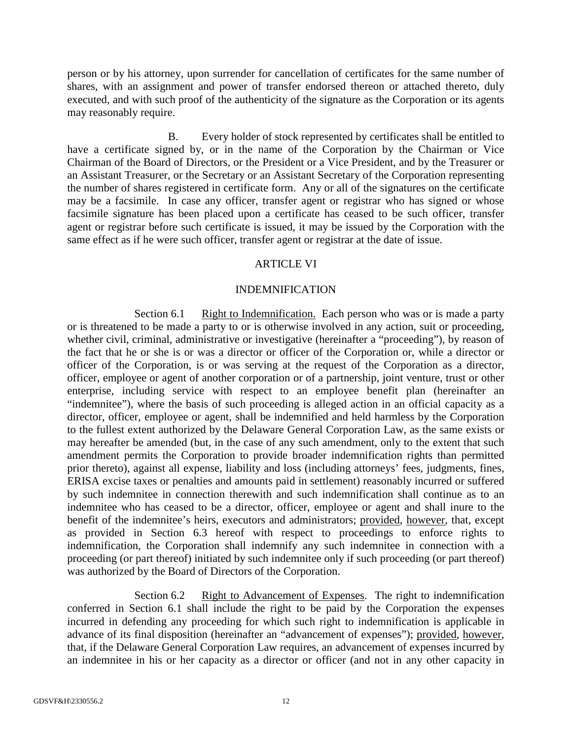person or by his attorney, upon surrender for cancellation of certificates for the same number of shares, with an assignment and power of transfer endorsed thereon or attached thereto, duly executed, and with such proof of the authenticity of the signature as the Corporation or its agents may reasonably require.

B. Every holder of stock represented by certificates shall be entitled to have a certificate signed by, or in the name of the Corporation by the Chairman or Vice Chairman of the Board of Directors, or the President or a Vice President, and by the Treasurer or an Assistant Treasurer, or the Secretary or an Assistant Secretary of the Corporation representing the number of shares registered in certificate form. Any or all of the signatures on the certificate may be a facsimile. In case any officer, transfer agent or registrar who has signed or whose facsimile signature has been placed upon a certificate has ceased to be such officer, transfer agent or registrar before such certificate is issued, it may be issued by the Corporation with the same effect as if he were such officer, transfer agent or registrar at the date of issue.

## ARTICLE VI

## INDEMNIFICATION

Section 6.1 Right to Indemnification. Each person who was or is made a party or is threatened to be made a party to or is otherwise involved in any action, suit or proceeding, whether civil, criminal, administrative or investigative (hereinafter a "proceeding"), by reason of the fact that he or she is or was a director or officer of the Corporation or, while a director or officer of the Corporation, is or was serving at the request of the Corporation as a director, officer, employee or agent of another corporation or of a partnership, joint venture, trust or other enterprise, including service with respect to an employee benefit plan (hereinafter an "indemnitee"), where the basis of such proceeding is alleged action in an official capacity as a director, officer, employee or agent, shall be indemnified and held harmless by the Corporation to the fullest extent authorized by the Delaware General Corporation Law, as the same exists or may hereafter be amended (but, in the case of any such amendment, only to the extent that such amendment permits the Corporation to provide broader indemnification rights than permitted prior thereto), against all expense, liability and loss (including attorneys' fees, judgments, fines, ERISA excise taxes or penalties and amounts paid in settlement) reasonably incurred or suffered by such indemnitee in connection therewith and such indemnification shall continue as to an indemnitee who has ceased to be a director, officer, employee or agent and shall inure to the benefit of the indemnitee's heirs, executors and administrators; provided, however, that, except as provided in Section 6.3 hereof with respect to proceedings to enforce rights to indemnification, the Corporation shall indemnify any such indemnitee in connection with a proceeding (or part thereof) initiated by such indemnitee only if such proceeding (or part thereof) was authorized by the Board of Directors of the Corporation.

Section 6.2 Right to Advancement of Expenses. The right to indemnification conferred in Section 6.1 shall include the right to be paid by the Corporation the expenses incurred in defending any proceeding for which such right to indemnification is applicable in advance of its final disposition (hereinafter an "advancement of expenses"); provided, however, that, if the Delaware General Corporation Law requires, an advancement of expenses incurred by an indemnitee in his or her capacity as a director or officer (and not in any other capacity in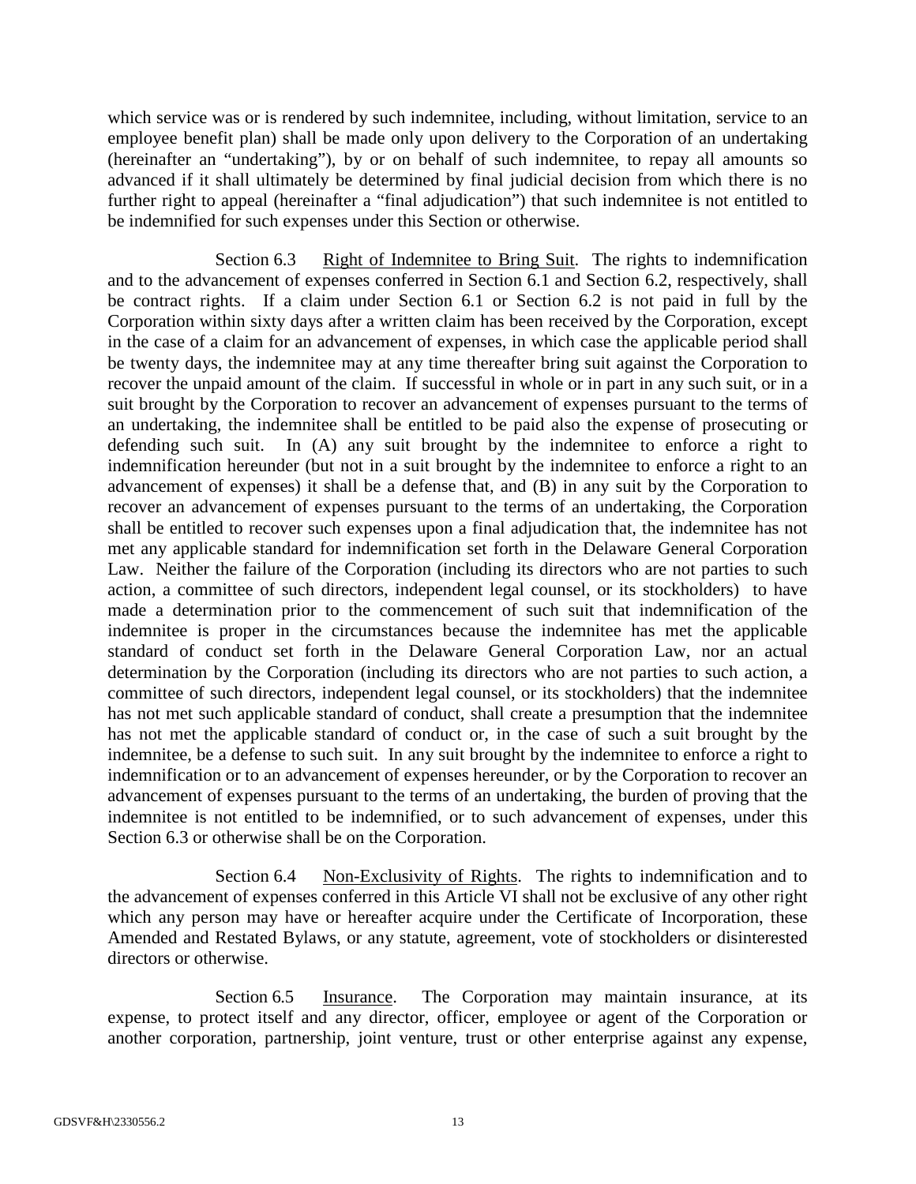which service was or is rendered by such indemnitee, including, without limitation, service to an employee benefit plan) shall be made only upon delivery to the Corporation of an undertaking (hereinafter an "undertaking"), by or on behalf of such indemnitee, to repay all amounts so advanced if it shall ultimately be determined by final judicial decision from which there is no further right to appeal (hereinafter a "final adjudication") that such indemnitee is not entitled to be indemnified for such expenses under this Section or otherwise.

Section 6.3 Right of Indemnitee to Bring Suit. The rights to indemnification and to the advancement of expenses conferred in Section 6.1 and Section 6.2, respectively, shall be contract rights. If a claim under Section 6.1 or Section 6.2 is not paid in full by the Corporation within sixty days after a written claim has been received by the Corporation, except in the case of a claim for an advancement of expenses, in which case the applicable period shall be twenty days, the indemnitee may at any time thereafter bring suit against the Corporation to recover the unpaid amount of the claim. If successful in whole or in part in any such suit, or in a suit brought by the Corporation to recover an advancement of expenses pursuant to the terms of an undertaking, the indemnitee shall be entitled to be paid also the expense of prosecuting or defending such suit. In (A) any suit brought by the indemnitee to enforce a right to indemnification hereunder (but not in a suit brought by the indemnitee to enforce a right to an advancement of expenses) it shall be a defense that, and (B) in any suit by the Corporation to recover an advancement of expenses pursuant to the terms of an undertaking, the Corporation shall be entitled to recover such expenses upon a final adjudication that, the indemnitee has not met any applicable standard for indemnification set forth in the Delaware General Corporation Law. Neither the failure of the Corporation (including its directors who are not parties to such action, a committee of such directors, independent legal counsel, or its stockholders) to have made a determination prior to the commencement of such suit that indemnification of the indemnitee is proper in the circumstances because the indemnitee has met the applicable standard of conduct set forth in the Delaware General Corporation Law, nor an actual determination by the Corporation (including its directors who are not parties to such action, a committee of such directors, independent legal counsel, or its stockholders) that the indemnitee has not met such applicable standard of conduct, shall create a presumption that the indemnitee has not met the applicable standard of conduct or, in the case of such a suit brought by the indemnitee, be a defense to such suit. In any suit brought by the indemnitee to enforce a right to indemnification or to an advancement of expenses hereunder, or by the Corporation to recover an advancement of expenses pursuant to the terms of an undertaking, the burden of proving that the indemnitee is not entitled to be indemnified, or to such advancement of expenses, under this Section 6.3 or otherwise shall be on the Corporation.

Section 6.4 Non-Exclusivity of Rights. The rights to indemnification and to the advancement of expenses conferred in this Article VI shall not be exclusive of any other right which any person may have or hereafter acquire under the Certificate of Incorporation, these Amended and Restated Bylaws, or any statute, agreement, vote of stockholders or disinterested directors or otherwise.

Section 6.5 Insurance. The Corporation may maintain insurance, at its expense, to protect itself and any director, officer, employee or agent of the Corporation or another corporation, partnership, joint venture, trust or other enterprise against any expense,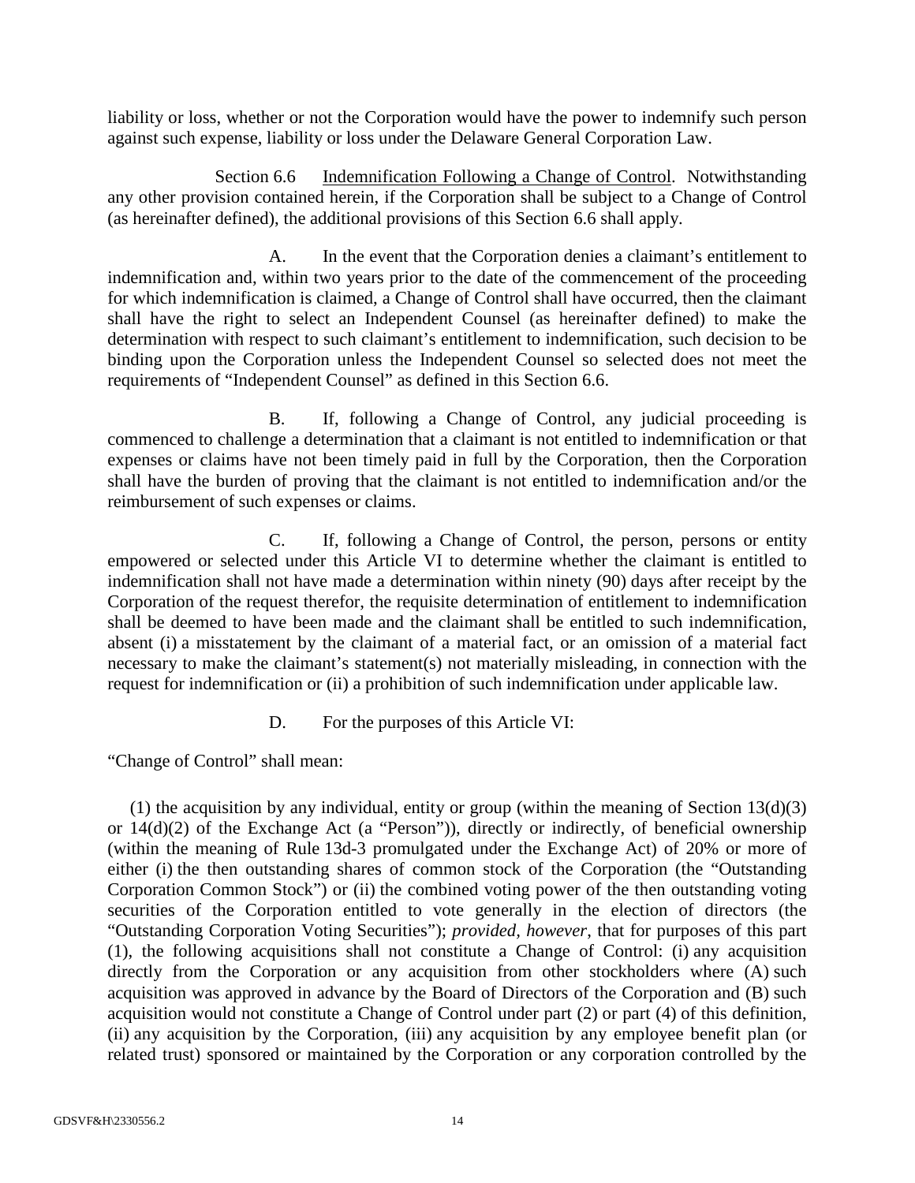liability or loss, whether or not the Corporation would have the power to indemnify such person against such expense, liability or loss under the Delaware General Corporation Law.

Section 6.6 Indemnification Following a Change of Control. Notwithstanding any other provision contained herein, if the Corporation shall be subject to a Change of Control (as hereinafter defined), the additional provisions of this Section 6.6 shall apply.

A. In the event that the Corporation denies a claimant's entitlement to indemnification and, within two years prior to the date of the commencement of the proceeding for which indemnification is claimed, a Change of Control shall have occurred, then the claimant shall have the right to select an Independent Counsel (as hereinafter defined) to make the determination with respect to such claimant's entitlement to indemnification, such decision to be binding upon the Corporation unless the Independent Counsel so selected does not meet the requirements of "Independent Counsel" as defined in this Section 6.6.

B. If, following a Change of Control, any judicial proceeding is commenced to challenge a determination that a claimant is not entitled to indemnification or that expenses or claims have not been timely paid in full by the Corporation, then the Corporation shall have the burden of proving that the claimant is not entitled to indemnification and/or the reimbursement of such expenses or claims.

C. If, following a Change of Control, the person, persons or entity empowered or selected under this Article VI to determine whether the claimant is entitled to indemnification shall not have made a determination within ninety (90) days after receipt by the Corporation of the request therefor, the requisite determination of entitlement to indemnification shall be deemed to have been made and the claimant shall be entitled to such indemnification, absent (i) a misstatement by the claimant of a material fact, or an omission of a material fact necessary to make the claimant's statement(s) not materially misleading, in connection with the request for indemnification or (ii) a prohibition of such indemnification under applicable law.

D. For the purposes of this Article VI:

"Change of Control" shall mean:

(1) the acquisition by any individual, entity or group (within the meaning of Section 13(d)(3) or 14(d)(2) of the Exchange Act (a "Person")), directly or indirectly, of beneficial ownership (within the meaning of Rule 13d-3 promulgated under the Exchange Act) of 20% or more of either (i) the then outstanding shares of common stock of the Corporation (the "Outstanding Corporation Common Stock") or (ii) the combined voting power of the then outstanding voting securities of the Corporation entitled to vote generally in the election of directors (the "Outstanding Corporation Voting Securities"); *provided, however*, that for purposes of this part (1), the following acquisitions shall not constitute a Change of Control: (i) any acquisition directly from the Corporation or any acquisition from other stockholders where (A) such acquisition was approved in advance by the Board of Directors of the Corporation and (B) such acquisition would not constitute a Change of Control under part (2) or part (4) of this definition, (ii) any acquisition by the Corporation, (iii) any acquisition by any employee benefit plan (or related trust) sponsored or maintained by the Corporation or any corporation controlled by the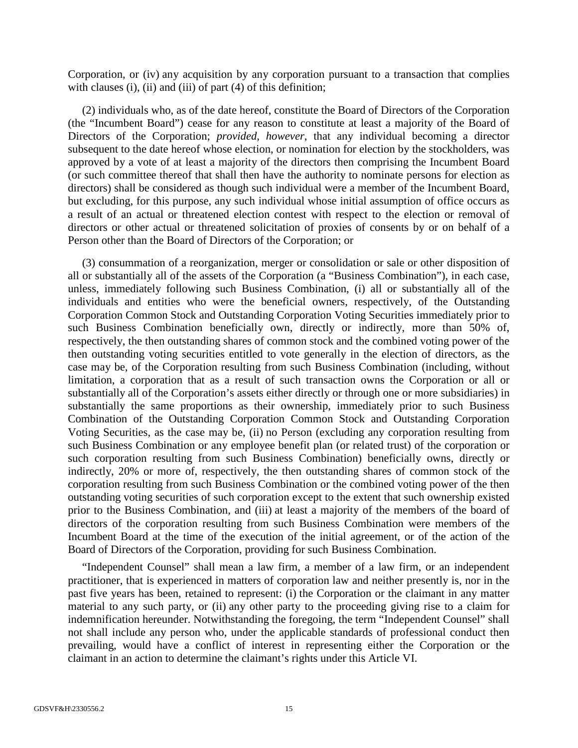Corporation, or (iv) any acquisition by any corporation pursuant to a transaction that complies with clauses (i), (ii) and (iii) of part (4) of this definition;

(2) individuals who, as of the date hereof, constitute the Board of Directors of the Corporation (the "Incumbent Board") cease for any reason to constitute at least a majority of the Board of Directors of the Corporation; *provided, however*, that any individual becoming a director subsequent to the date hereof whose election, or nomination for election by the stockholders, was approved by a vote of at least a majority of the directors then comprising the Incumbent Board (or such committee thereof that shall then have the authority to nominate persons for election as directors) shall be considered as though such individual were a member of the Incumbent Board, but excluding, for this purpose, any such individual whose initial assumption of office occurs as a result of an actual or threatened election contest with respect to the election or removal of directors or other actual or threatened solicitation of proxies of consents by or on behalf of a Person other than the Board of Directors of the Corporation; or

(3) consummation of a reorganization, merger or consolidation or sale or other disposition of all or substantially all of the assets of the Corporation (a "Business Combination"), in each case, unless, immediately following such Business Combination, (i) all or substantially all of the individuals and entities who were the beneficial owners, respectively, of the Outstanding Corporation Common Stock and Outstanding Corporation Voting Securities immediately prior to such Business Combination beneficially own, directly or indirectly, more than 50% of, respectively, the then outstanding shares of common stock and the combined voting power of the then outstanding voting securities entitled to vote generally in the election of directors, as the case may be, of the Corporation resulting from such Business Combination (including, without limitation, a corporation that as a result of such transaction owns the Corporation or all or substantially all of the Corporation's assets either directly or through one or more subsidiaries) in substantially the same proportions as their ownership, immediately prior to such Business Combination of the Outstanding Corporation Common Stock and Outstanding Corporation Voting Securities, as the case may be, (ii) no Person (excluding any corporation resulting from such Business Combination or any employee benefit plan (or related trust) of the corporation or such corporation resulting from such Business Combination) beneficially owns, directly or indirectly, 20% or more of, respectively, the then outstanding shares of common stock of the corporation resulting from such Business Combination or the combined voting power of the then outstanding voting securities of such corporation except to the extent that such ownership existed prior to the Business Combination, and (iii) at least a majority of the members of the board of directors of the corporation resulting from such Business Combination were members of the Incumbent Board at the time of the execution of the initial agreement, or of the action of the Board of Directors of the Corporation, providing for such Business Combination.

"Independent Counsel" shall mean a law firm, a member of a law firm, or an independent practitioner, that is experienced in matters of corporation law and neither presently is, nor in the past five years has been, retained to represent: (i) the Corporation or the claimant in any matter material to any such party, or (ii) any other party to the proceeding giving rise to a claim for indemnification hereunder. Notwithstanding the foregoing, the term "Independent Counsel" shall not shall include any person who, under the applicable standards of professional conduct then prevailing, would have a conflict of interest in representing either the Corporation or the claimant in an action to determine the claimant's rights under this Article VI.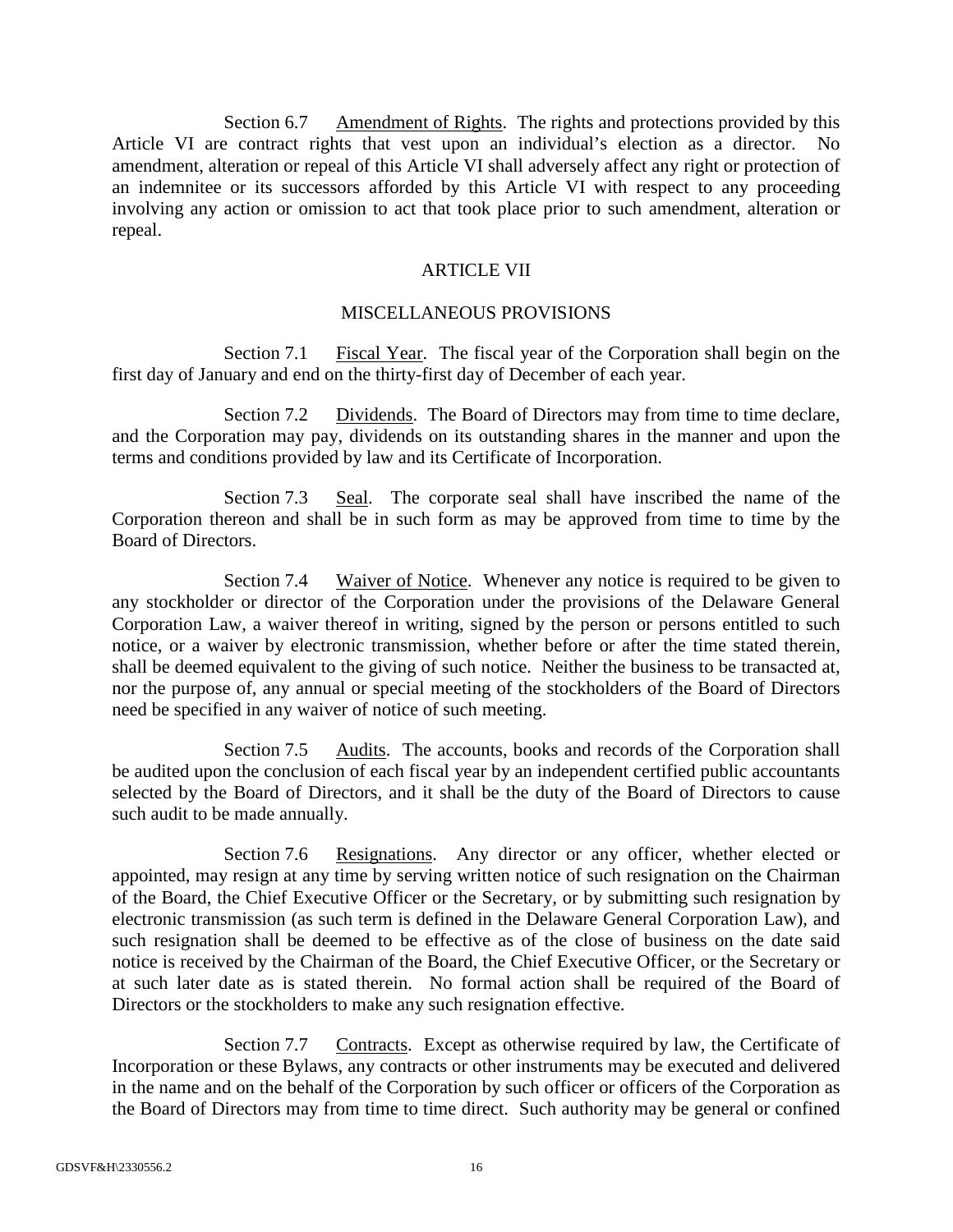Section 6.7 Amendment of Rights. The rights and protections provided by this Article VI are contract rights that vest upon an individual's election as a director. No amendment, alteration or repeal of this Article VI shall adversely affect any right or protection of an indemnitee or its successors afforded by this Article VI with respect to any proceeding involving any action or omission to act that took place prior to such amendment, alteration or repeal.

## ARTICLE VII

## MISCELLANEOUS PROVISIONS

Section 7.1 Fiscal Year. The fiscal year of the Corporation shall begin on the first day of January and end on the thirty-first day of December of each year.

Section 7.2 Dividends. The Board of Directors may from time to time declare, and the Corporation may pay, dividends on its outstanding shares in the manner and upon the terms and conditions provided by law and its Certificate of Incorporation.

Section 7.3 Seal. The corporate seal shall have inscribed the name of the Corporation thereon and shall be in such form as may be approved from time to time by the Board of Directors.

Section 7.4 Waiver of Notice. Whenever any notice is required to be given to any stockholder or director of the Corporation under the provisions of the Delaware General Corporation Law, a waiver thereof in writing, signed by the person or persons entitled to such notice, or a waiver by electronic transmission, whether before or after the time stated therein, shall be deemed equivalent to the giving of such notice. Neither the business to be transacted at, nor the purpose of, any annual or special meeting of the stockholders of the Board of Directors need be specified in any waiver of notice of such meeting.

Section 7.5 Audits. The accounts, books and records of the Corporation shall be audited upon the conclusion of each fiscal year by an independent certified public accountants selected by the Board of Directors, and it shall be the duty of the Board of Directors to cause such audit to be made annually.

Section 7.6 Resignations. Any director or any officer, whether elected or appointed, may resign at any time by serving written notice of such resignation on the Chairman of the Board, the Chief Executive Officer or the Secretary, or by submitting such resignation by electronic transmission (as such term is defined in the Delaware General Corporation Law), and such resignation shall be deemed to be effective as of the close of business on the date said notice is received by the Chairman of the Board, the Chief Executive Officer, or the Secretary or at such later date as is stated therein. No formal action shall be required of the Board of Directors or the stockholders to make any such resignation effective.

Section 7.7 Contracts. Except as otherwise required by law, the Certificate of Incorporation or these Bylaws, any contracts or other instruments may be executed and delivered in the name and on the behalf of the Corporation by such officer or officers of the Corporation as the Board of Directors may from time to time direct. Such authority may be general or confined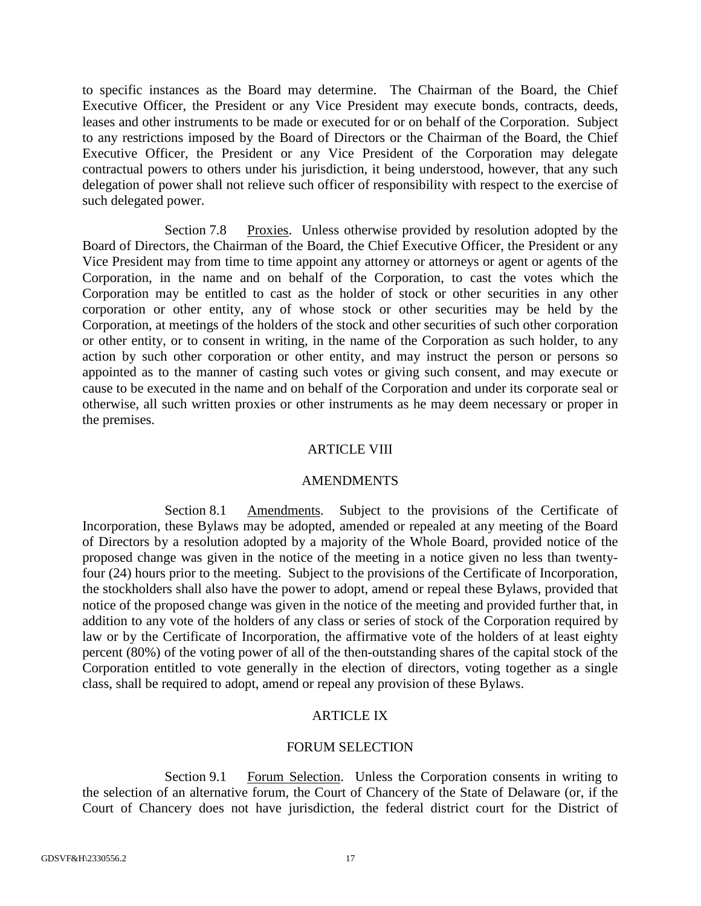to specific instances as the Board may determine. The Chairman of the Board, the Chief Executive Officer, the President or any Vice President may execute bonds, contracts, deeds, leases and other instruments to be made or executed for or on behalf of the Corporation. Subject to any restrictions imposed by the Board of Directors or the Chairman of the Board, the Chief Executive Officer, the President or any Vice President of the Corporation may delegate contractual powers to others under his jurisdiction, it being understood, however, that any such delegation of power shall not relieve such officer of responsibility with respect to the exercise of such delegated power.

Section 7.8 Proxies. Unless otherwise provided by resolution adopted by the Board of Directors, the Chairman of the Board, the Chief Executive Officer, the President or any Vice President may from time to time appoint any attorney or attorneys or agent or agents of the Corporation, in the name and on behalf of the Corporation, to cast the votes which the Corporation may be entitled to cast as the holder of stock or other securities in any other corporation or other entity, any of whose stock or other securities may be held by the Corporation, at meetings of the holders of the stock and other securities of such other corporation or other entity, or to consent in writing, in the name of the Corporation as such holder, to any action by such other corporation or other entity, and may instruct the person or persons so appointed as to the manner of casting such votes or giving such consent, and may execute or cause to be executed in the name and on behalf of the Corporation and under its corporate seal or otherwise, all such written proxies or other instruments as he may deem necessary or proper in the premises.

## ARTICLE VIII

## AMENDMENTS

Section 8.1 Amendments. Subject to the provisions of the Certificate of Incorporation, these Bylaws may be adopted, amended or repealed at any meeting of the Board of Directors by a resolution adopted by a majority of the Whole Board, provided notice of the proposed change was given in the notice of the meeting in a notice given no less than twenty-four (24) hours prior to the meeting. Subject to the provisions of the Certificate of Incorporation, the stockholders shall also have the power to adopt, amend or repeal these Bylaws, provided that notice of the proposed change was given in the notice of the meeting and provided further that, in addition to any vote of the holders of any class or series of stock of the Corporation required by law or by the Certificate of Incorporation, the affirmative vote of the holders of at least eighty percent (80%) of the voting power of all of the then-outstanding shares of the capital stock of the Corporation entitled to vote generally in the election of directors, voting together as a single class, shall be required to adopt, amend or repeal any provision of these Bylaws.

## ARTICLE IX

## FORUM SELECTION

Section 9.1 Forum Selection. Unless the Corporation consents in writing to the selection of an alternative forum, the Court of Chancery of the State of Delaware (or, if the Court of Chancery does not have jurisdiction, the federal district court for the District of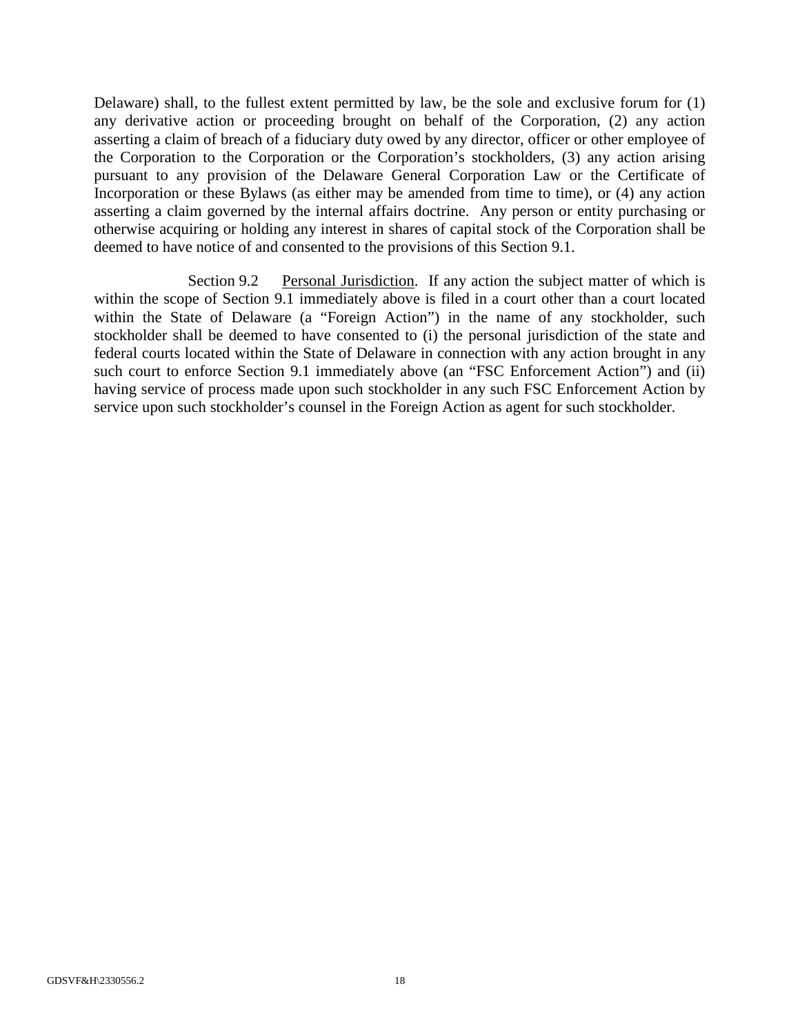Delaware) shall, to the fullest extent permitted by law, be the sole and exclusive forum for (1) any derivative action or proceeding brought on behalf of the Corporation, (2) any action asserting a claim of breach of a fiduciary duty owed by any director, officer or other employee of the Corporation to the Corporation or the Corporation's stockholders, (3) any action arising pursuant to any provision of the Delaware General Corporation Law or the Certificate of Incorporation or these Bylaws (as either may be amended from time to time), or (4) any action asserting a claim governed by the internal affairs doctrine. Any person or entity purchasing or otherwise acquiring or holding any interest in shares of capital stock of the Corporation shall be deemed to have notice of and consented to the provisions of this Section 9.1.

Section 9.2 Personal Jurisdiction. If any action the subject matter of which is within the scope of Section 9.1 immediately above is filed in a court other than a court located within the State of Delaware (a "Foreign Action") in the name of any stockholder, such stockholder shall be deemed to have consented to (i) the personal jurisdiction of the state and federal courts located within the State of Delaware in connection with any action brought in any such court to enforce Section 9.1 immediately above (an "FSC Enforcement Action") and (ii) having service of process made upon such stockholder in any such FSC Enforcement Action by service upon such stockholder's counsel in the Foreign Action as agent for such stockholder.